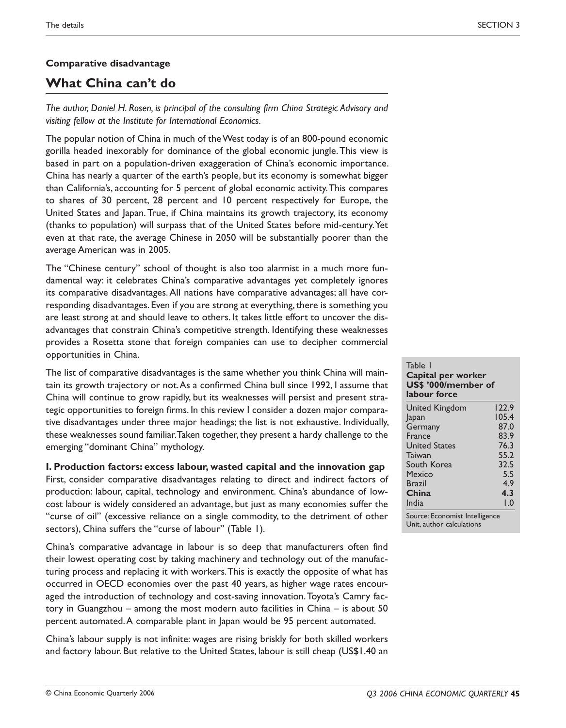**Comparative disadvantage**

# What China can't do

*The author, Daniel H. Rosen, is principal of the consulting firm China Strategic Advisory and visiting fellow at the Institute for International Economics.*

The popular notion of China in much of the West today is of an 800-pound economic gorilla headed inexorably for dominance of the global economic jungle. This view is based in part on a population-driven exaggeration of China's economic importance. China has nearly a quarter of the earth's people, but its economy is somewhat bigger than California's, accounting for 5 percent of global economic activity. This compares to shares of 30 percent, 28 percent and 10 percent respectively for Europe, the United States and Japan. True, if China maintains its growth trajectory, its economy (thanks to population) will surpass that of the United States before mid-century. Yet even at that rate, the average Chinese in 2050 will be substantially poorer than the average American was in 2005.

The "Chinese century" school of thought is also too alarmist in a much more fundamental way: it celebrates China's comparative advantages yet completely ignores its comparative disadvantages. All nations have comparative advantages; all have corresponding disadvantages. Even if you are strong at everything, there is something you are least strong at and should leave to others. It takes little effort to uncover the disadvantages that constrain China's competitive strength. Identifying these weaknesses provides a Rosetta stone that foreign companies can use to decipher commercial opportunities in China.

The list of comparative disadvantages is the same whether you think China will maintain its growth trajectory or not. As a confirmed China bull since 1992, I assume that China will continue to grow rapidly, but its weaknesses will persist and present strategic opportunities to foreign firms. In this review I consider a dozen major comparative disadvantages under three major headings; the list is not exhaustive. Individually, these weaknesses sound familiar. Taken together, they present a hardy challenge to the emerging "dominant China" mythology.

**I. Production factors: excess labour, wasted capital and the innovation gap**

First, consider comparative disadvantages relating to direct and indirect factors of production: labour, capital, technology and environment. China's abundance of low-cost labour is widely considered an advantage, but just as many economies suffer the "curse of oil" (excessive reliance on a single commodity, to the detriment of other sectors), China suffers the "curse of labour" (Table 1).

Table 1
**Capital per worker US$ '000/member of labour force**

| Country | |
|---|---|
| United Kingdom | 122.9 |
| Japan | 105.4 |
| Germany | 87.0 |
| France | 83.9 |
| United States | 76.3 |
| Taiwan | 55.2 |
| South Korea | 32.5 |
| Mexico | 5.5 |
| Brazil | 4.9 |
| **China** | **4.3** |
| India | 1.0 |

Source: Economist Intelligence Unit, author calculations

China's comparative advantage in labour is so deep that manufacturers often find their lowest operating cost by taking machinery and technology out of the manufacturing process and replacing it with workers. This is exactly the opposite of what has occurred in OECD economies over the past 40 years, as higher wage rates encouraged the introduction of technology and cost-saving innovation. Toyota's Camry factory in Guangzhou – among the most modern auto facilities in China – is about 50 percent automated. A comparable plant in Japan would be 95 percent automated.

China's labour supply is not infinite: wages are rising briskly for both skilled workers and factory labour. But relative to the United States, labour is still cheap (US$1.40 an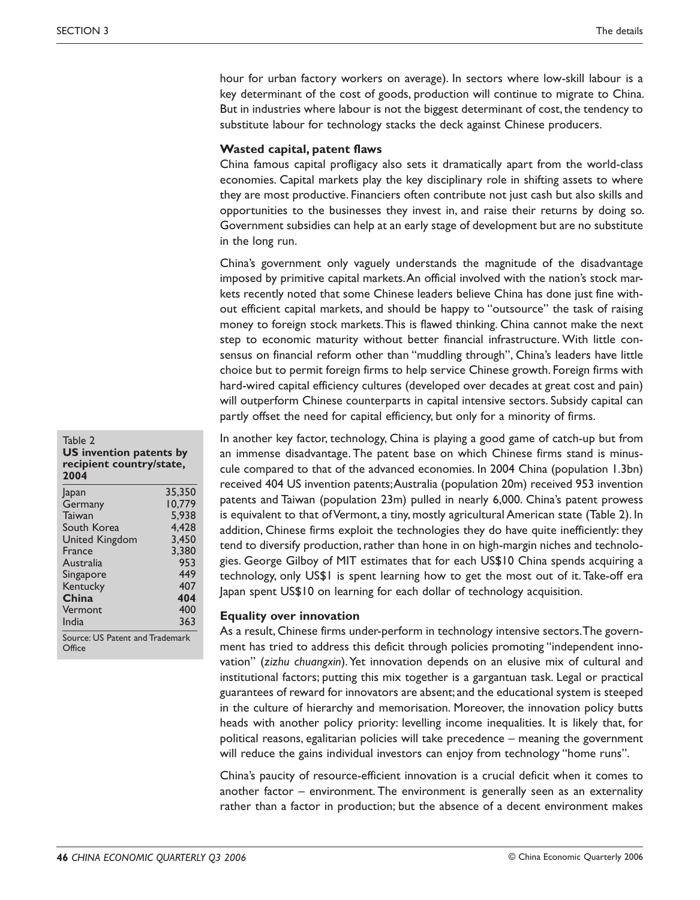hour for urban factory workers on average). In sectors where low-skill labour is a key determinant of the cost of goods, production will continue to migrate to China. But in industries where labour is not the biggest determinant of cost, the tendency to substitute labour for technology stacks the deck against Chinese producers.

**Wasted capital, patent flaws**

China famous capital profligacy also sets it dramatically apart from the world-class economies. Capital markets play the key disciplinary role in shifting assets to where they are most productive. Financiers often contribute not just cash but also skills and opportunities to the businesses they invest in, and raise their returns by doing so. Government subsidies can help at an early stage of development but are no substitute in the long run.

China's government only vaguely understands the magnitude of the disadvantage imposed by primitive capital markets. An official involved with the nation's stock markets recently noted that some Chinese leaders believe China has done just fine without efficient capital markets, and should be happy to "outsource" the task of raising money to foreign stock markets. This is flawed thinking. China cannot make the next step to economic maturity without better financial infrastructure. With little consensus on financial reform other than "muddling through", China's leaders have little choice but to permit foreign firms to help service Chinese growth. Foreign firms with hard-wired capital efficiency cultures (developed over decades at great cost and pain) will outperform Chinese counterparts in capital intensive sectors. Subsidy capital can partly offset the need for capital efficiency, but only for a minority of firms.

In another key factor, technology, China is playing a good game of catch-up but from an immense disadvantage. The patent base on which Chinese firms stand is minuscule compared to that of the advanced economies. In 2004 China (population 1.3bn) received 404 US invention patents; Australia (population 20m) received 953 invention patents and Taiwan (population 23m) pulled in nearly 6,000. China's patent prowess is equivalent to that of Vermont, a tiny, mostly agricultural American state (Table 2). In addition, Chinese firms exploit the technologies they do have quite inefficiently: they tend to diversify production, rather than hone in on high-margin niches and technologies. George Gilboy of MIT estimates that for each US$10 China spends acquiring a technology, only US$1 is spent learning how to get the most out of it. Take-off era Japan spent US$10 on learning for each dollar of technology acquisition.

Table 2
**US invention patents by recipient country/state, 2004**

| Country/state | Patents |
| --- | --- |
| Japan | 35,350 |
| Germany | 10,779 |
| Taiwan | 5,938 |
| South Korea | 4,428 |
| United Kingdom | 3,450 |
| France | 3,380 |
| Australia | 953 |
| Singapore | 449 |
| Kentucky | 407 |
| **China** | **404** |
| Vermont | 400 |
| India | 363 |

Source: US Patent and Trademark Office

**Equality over innovation**

As a result, Chinese firms under-perform in technology intensive sectors. The government has tried to address this deficit through policies promoting "independent innovation" (*zizhu chuangxin*). Yet innovation depends on an elusive mix of cultural and institutional factors; putting this mix together is a gargantuan task. Legal or practical guarantees of reward for innovators are absent; and the educational system is steeped in the culture of hierarchy and memorisation. Moreover, the innovation policy butts heads with another policy priority: levelling income inequalities. It is likely that, for political reasons, egalitarian policies will take precedence – meaning the government will reduce the gains individual investors can enjoy from technology "home runs".

China's paucity of resource-efficient innovation is a crucial deficit when it comes to another factor – environment. The environment is generally seen as an externality rather than a factor in production; but the absence of a decent environment makes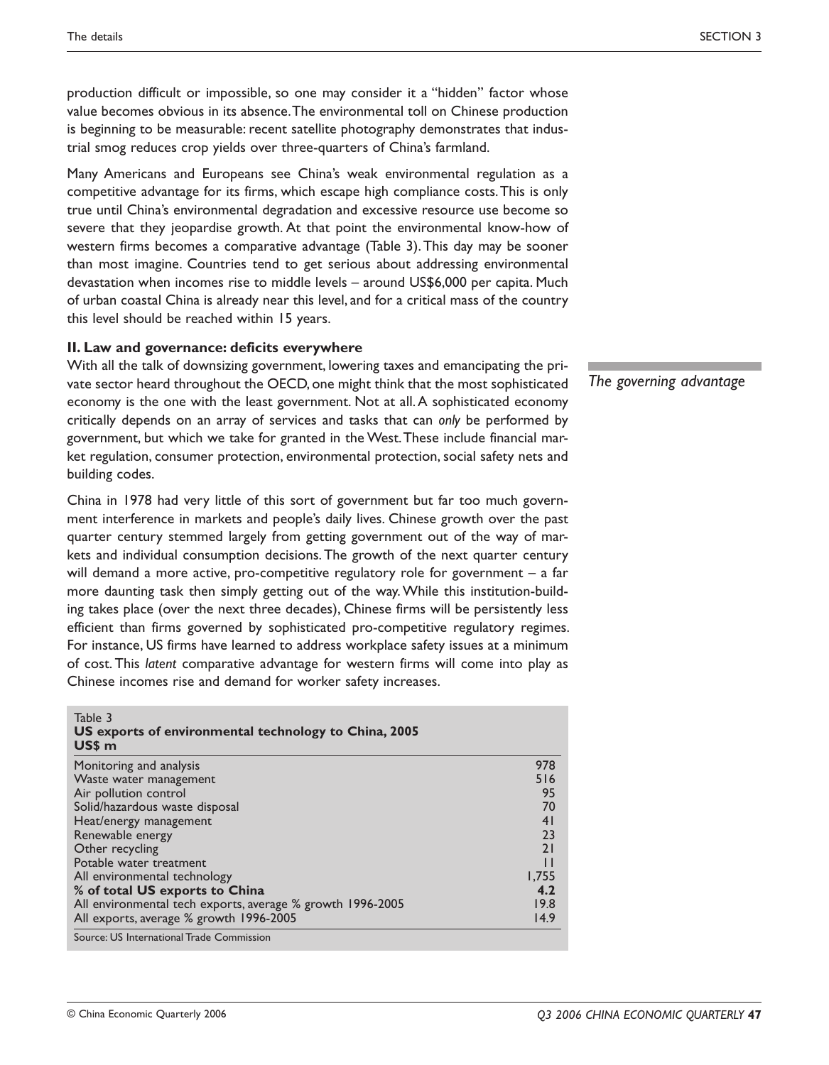production difficult or impossible, so one may consider it a "hidden" factor whose value becomes obvious in its absence. The environmental toll on Chinese production is beginning to be measurable: recent satellite photography demonstrates that industrial smog reduces crop yields over three-quarters of China's farmland.

Many Americans and Europeans see China's weak environmental regulation as a competitive advantage for its firms, which escape high compliance costs. This is only true until China's environmental degradation and excessive resource use become so severe that they jeopardise growth. At that point the environmental know-how of western firms becomes a comparative advantage (Table 3). This day may be sooner than most imagine. Countries tend to get serious about addressing environmental devastation when incomes rise to middle levels – around US$6,000 per capita. Much of urban coastal China is already near this level, and for a critical mass of the country this level should be reached within 15 years.

### II. Law and governance: deficits everywhere

*The governing advantage*

With all the talk of downsizing government, lowering taxes and emancipating the private sector heard throughout the OECD, one might think that the most sophisticated economy is the one with the least government. Not at all. A sophisticated economy critically depends on an array of services and tasks that can *only* be performed by government, but which we take for granted in the West. These include financial market regulation, consumer protection, environmental protection, social safety nets and building codes.

China in 1978 had very little of this sort of government but far too much government interference in markets and people's daily lives. Chinese growth over the past quarter century stemmed largely from getting government out of the way of markets and individual consumption decisions. The growth of the next quarter century will demand a more active, pro-competitive regulatory role for government – a far more daunting task then simply getting out of the way. While this institution-building takes place (over the next three decades), Chinese firms will be persistently less efficient than firms governed by sophisticated pro-competitive regulatory regimes. For instance, US firms have learned to address workplace safety issues at a minimum of cost. This *latent* comparative advantage for western firms will come into play as Chinese incomes rise and demand for worker safety increases.

Table 3
**US exports of environmental technology to China, 2005**
**US$ m**

| | |
|---|---|
| Monitoring and analysis | 978 |
| Waste water management | 516 |
| Air pollution control | 95 |
| Solid/hazardous waste disposal | 70 |
| Heat/energy management | 41 |
| Renewable energy | 23 |
| Other recycling | 21 |
| Potable water treatment | 11 |
| All environmental technology | 1,755 |
| **% of total US exports to China** | **4.2** |
| All environmental tech exports, average % growth 1996-2005 | 19.8 |
| All exports, average % growth 1996-2005 | 14.9 |

Source: US International Trade Commission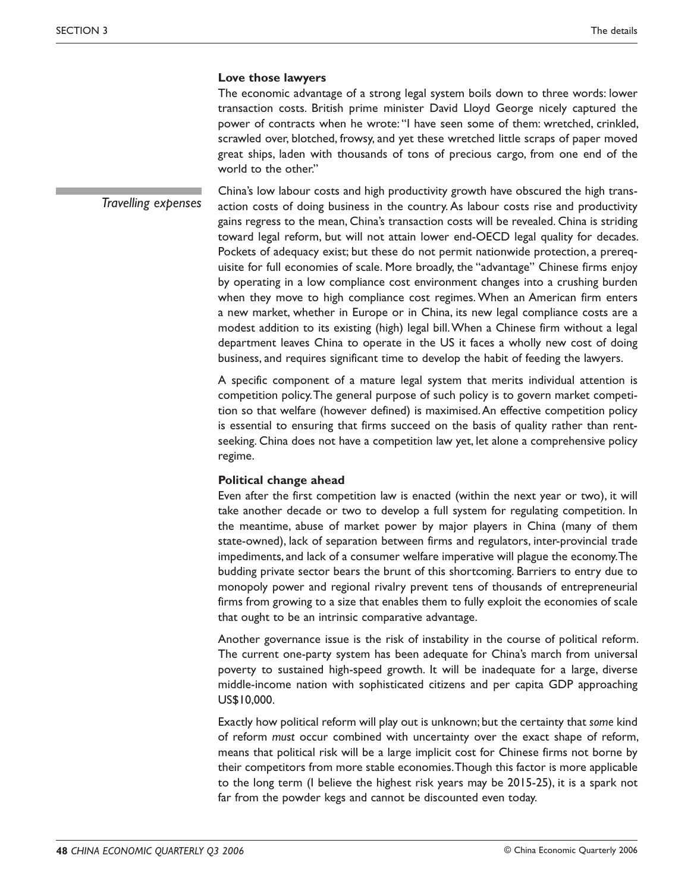### Love those lawyers

The economic advantage of a strong legal system boils down to three words: lower transaction costs. British prime minister David Lloyd George nicely captured the power of contracts when he wrote: "I have seen some of them: wretched, crinkled, scrawled over, blotched, frowsy, and yet these wretched little scraps of paper moved great ships, laden with thousands of tons of precious cargo, from one end of the world to the other."

*Travelling expenses*

China's low labour costs and high productivity growth have obscured the high transaction costs of doing business in the country. As labour costs rise and productivity gains regress to the mean, China's transaction costs will be revealed. China is striding toward legal reform, but will not attain lower end-OECD legal quality for decades. Pockets of adequacy exist; but these do not permit nationwide protection, a prerequisite for full economies of scale. More broadly, the "advantage" Chinese firms enjoy by operating in a low compliance cost environment changes into a crushing burden when they move to high compliance cost regimes. When an American firm enters a new market, whether in Europe or in China, its new legal compliance costs are a modest addition to its existing (high) legal bill. When a Chinese firm without a legal department leaves China to operate in the US it faces a wholly new cost of doing business, and requires significant time to develop the habit of feeding the lawyers.

A specific component of a mature legal system that merits individual attention is competition policy. The general purpose of such policy is to govern market competition so that welfare (however defined) is maximised. An effective competition policy is essential to ensuring that firms succeed on the basis of quality rather than rent-seeking. China does not have a competition law yet, let alone a comprehensive policy regime.

### Political change ahead

Even after the first competition law is enacted (within the next year or two), it will take another decade or two to develop a full system for regulating competition. In the meantime, abuse of market power by major players in China (many of them state-owned), lack of separation between firms and regulators, inter-provincial trade impediments, and lack of a consumer welfare imperative will plague the economy. The budding private sector bears the brunt of this shortcoming. Barriers to entry due to monopoly power and regional rivalry prevent tens of thousands of entrepreneurial firms from growing to a size that enables them to fully exploit the economies of scale that ought to be an intrinsic comparative advantage.

Another governance issue is the risk of instability in the course of political reform. The current one-party system has been adequate for China's march from universal poverty to sustained high-speed growth. It will be inadequate for a large, diverse middle-income nation with sophisticated citizens and per capita GDP approaching US$10,000.

Exactly how political reform will play out is unknown; but the certainty that *some* kind of reform *must* occur combined with uncertainty over the exact shape of reform, means that political risk will be a large implicit cost for Chinese firms not borne by their competitors from more stable economies. Though this factor is more applicable to the long term (I believe the highest risk years may be 2015-25), it is a spark not far from the powder kegs and cannot be discounted even today.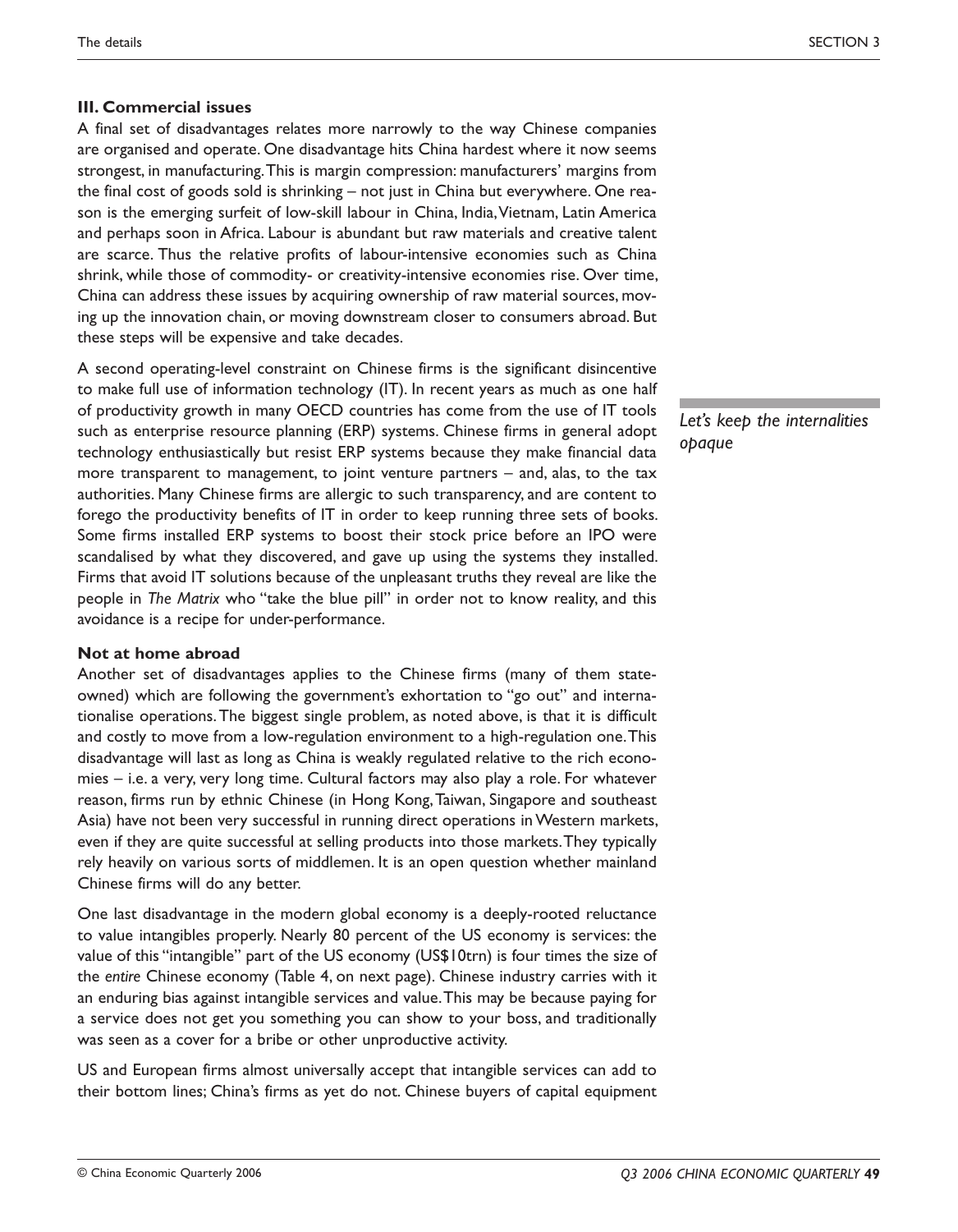### III. Commercial issues

A final set of disadvantages relates more narrowly to the way Chinese companies are organised and operate. One disadvantage hits China hardest where it now seems strongest, in manufacturing. This is margin compression: manufacturers' margins from the final cost of goods sold is shrinking – not just in China but everywhere. One reason is the emerging surfeit of low-skill labour in China, India, Vietnam, Latin America and perhaps soon in Africa. Labour is abundant but raw materials and creative talent are scarce. Thus the relative profits of labour-intensive economies such as China shrink, while those of commodity- or creativity-intensive economies rise. Over time, China can address these issues by acquiring ownership of raw material sources, moving up the innovation chain, or moving downstream closer to consumers abroad. But these steps will be expensive and take decades.

A second operating-level constraint on Chinese firms is the significant disincentive to make full use of information technology (IT). In recent years as much as one half of productivity growth in many OECD countries has come from the use of IT tools such as enterprise resource planning (ERP) systems. Chinese firms in general adopt technology enthusiastically but resist ERP systems because they make financial data more transparent to management, to joint venture partners – and, alas, to the tax authorities. Many Chinese firms are allergic to such transparency, and are content to forego the productivity benefits of IT in order to keep running three sets of books. Some firms installed ERP systems to boost their stock price before an IPO were scandalised by what they discovered, and gave up using the systems they installed. Firms that avoid IT solutions because of the unpleasant truths they reveal are like the people in *The Matrix* who "take the blue pill" in order not to know reality, and this avoidance is a recipe for under-performance.

*Let's keep the internalities opaque*

### Not at home abroad

Another set of disadvantages applies to the Chinese firms (many of them state-owned) which are following the government's exhortation to "go out" and internationalise operations. The biggest single problem, as noted above, is that it is difficult and costly to move from a low-regulation environment to a high-regulation one. This disadvantage will last as long as China is weakly regulated relative to the rich economies – i.e. a very, very long time. Cultural factors may also play a role. For whatever reason, firms run by ethnic Chinese (in Hong Kong, Taiwan, Singapore and southeast Asia) have not been very successful in running direct operations in Western markets, even if they are quite successful at selling products into those markets. They typically rely heavily on various sorts of middlemen. It is an open question whether mainland Chinese firms will do any better.

One last disadvantage in the modern global economy is a deeply-rooted reluctance to value intangibles properly. Nearly 80 percent of the US economy is services: the value of this "intangible" part of the US economy (US$10trn) is four times the size of the *entire* Chinese economy (Table 4, on next page). Chinese industry carries with it an enduring bias against intangible services and value. This may be because paying for a service does not get you something you can show to your boss, and traditionally was seen as a cover for a bribe or other unproductive activity.

US and European firms almost universally accept that intangible services can add to their bottom lines; China's firms as yet do not. Chinese buyers of capital equipment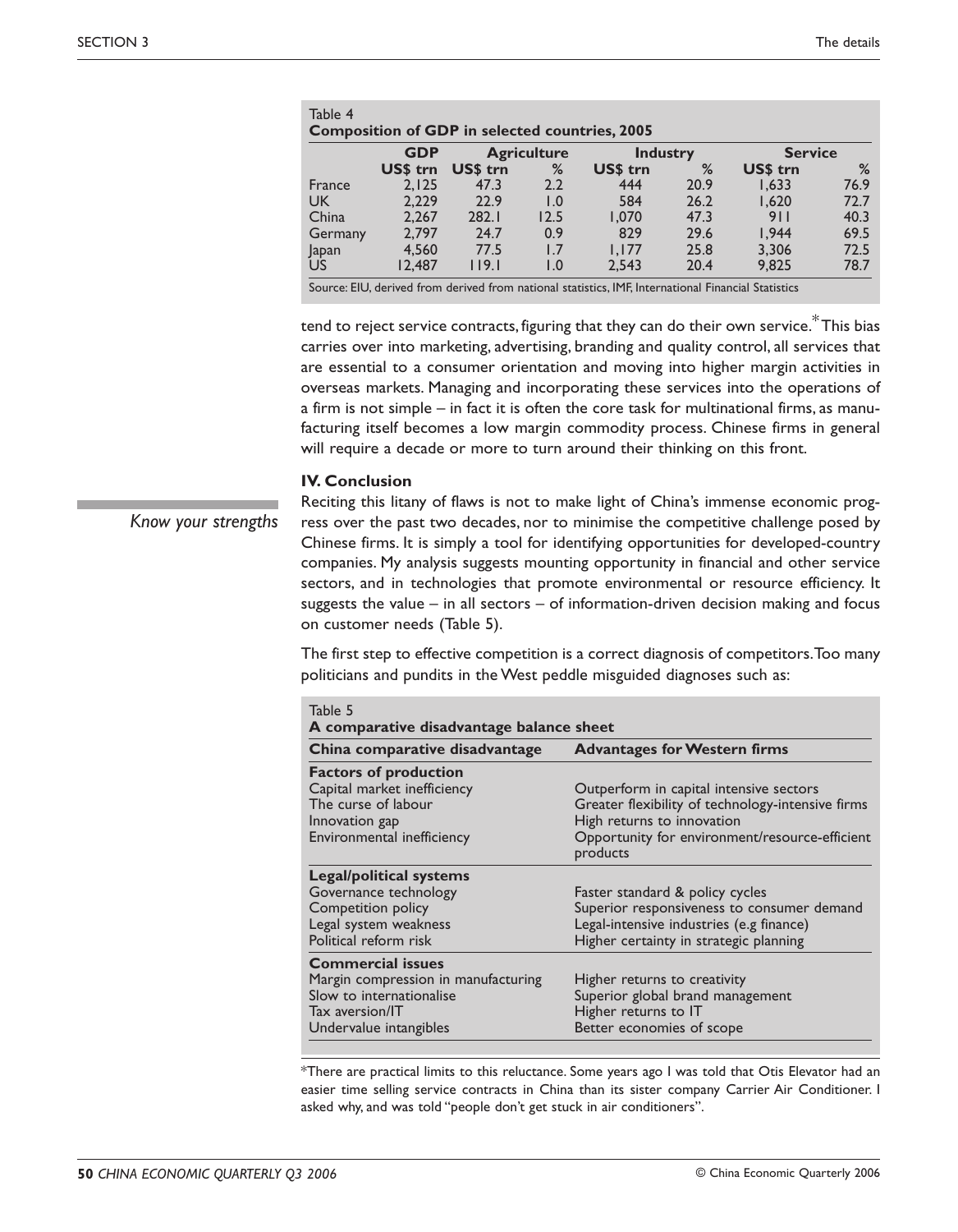Table 4
**Composition of GDP in selected countries, 2005**

| | GDP | Agriculture | | Industry | | Service | |
|---|---|---|---|---|---|---|---|
| | US$ trn | US$ trn | % | US$ trn | % | US$ trn | % |
| France | 2,125 | 47.3 | 2.2 | 444 | 20.9 | 1,633 | 76.9 |
| UK | 2,229 | 22.9 | 1.0 | 584 | 26.2 | 1,620 | 72.7 |
| China | 2,267 | 282.1 | 12.5 | 1,070 | 47.3 | 911 | 40.3 |
| Germany | 2,797 | 24.7 | 0.9 | 829 | 29.6 | 1,944 | 69.5 |
| Japan | 4,560 | 77.5 | 1.7 | 1,177 | 25.8 | 3,306 | 72.5 |
| US | 12,487 | 119.1 | 1.0 | 2,543 | 20.4 | 9,825 | 78.7 |

Source: EIU, derived from derived from national statistics, IMF, International Financial Statistics

tend to reject service contracts, figuring that they can do their own service.* This bias carries over into marketing, advertising, branding and quality control, all services that are essential to a consumer orientation and moving into higher margin activities in overseas markets. Managing and incorporating these services into the operations of a firm is not simple – in fact it is often the core task for multinational firms, as manufacturing itself becomes a low margin commodity process. Chinese firms in general will require a decade or more to turn around their thinking on this front.

### IV. Conclusion

*Know your strengths*

Reciting this litany of flaws is not to make light of China's immense economic progress over the past two decades, nor to minimise the competitive challenge posed by Chinese firms. It is simply a tool for identifying opportunities for developed-country companies. My analysis suggests mounting opportunity in financial and other service sectors, and in technologies that promote environmental or resource efficiency. It suggests the value – in all sectors – of information-driven decision making and focus on customer needs (Table 5).

The first step to effective competition is a correct diagnosis of competitors. Too many politicians and pundits in the West peddle misguided diagnoses such as:

Table 5
**A comparative disadvantage balance sheet**

| China comparative disadvantage | Advantages for Western firms |
|---|---|
| **Factors of production** | |
| Capital market inefficiency | Outperform in capital intensive sectors |
| The curse of labour | Greater flexibility of technology-intensive firms |
| Innovation gap | High returns to innovation |
| Environmental inefficiency | Opportunity for environment/resource-efficient products |
| **Legal/political systems** | |
| Governance technology | Faster standard & policy cycles |
| Competition policy | Superior responsiveness to consumer demand |
| Legal system weakness | Legal-intensive industries (e.g finance) |
| Political reform risk | Higher certainty in strategic planning |
| **Commercial issues** | |
| Margin compression in manufacturing | Higher returns to creativity |
| Slow to internationalise | Superior global brand management |
| Tax aversion/IT | Higher returns to IT |
| Undervalue intangibles | Better economies of scope |

*There are practical limits to this reluctance. Some years ago I was told that Otis Elevator had an easier time selling service contracts in China than its sister company Carrier Air Conditioner. I asked why, and was told "people don't get stuck in air conditioners".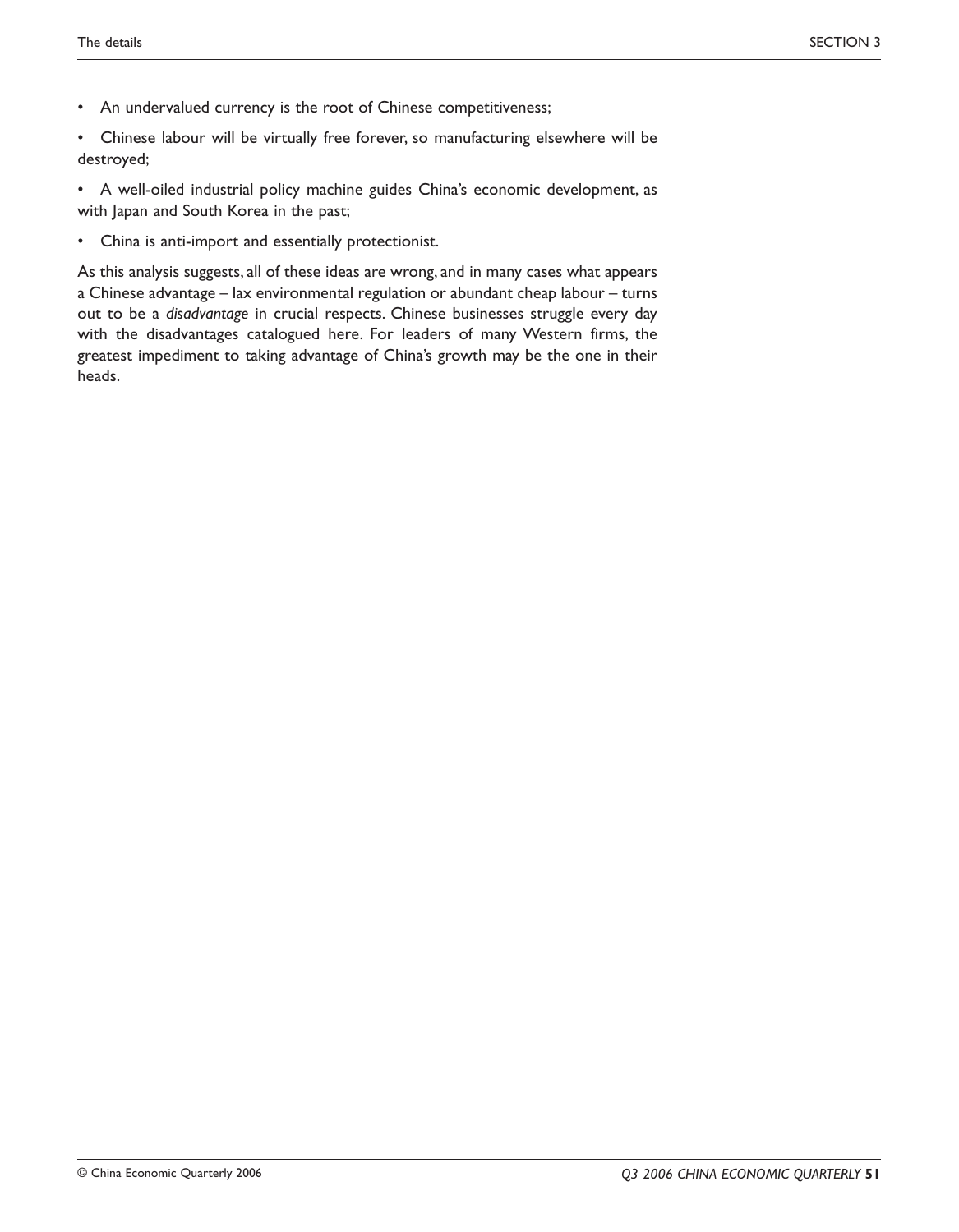- An undervalued currency is the root of Chinese competitiveness;
- Chinese labour will be virtually free forever, so manufacturing elsewhere will be destroyed;
- A well-oiled industrial policy machine guides China's economic development, as with Japan and South Korea in the past;
- China is anti-import and essentially protectionist.

As this analysis suggests, all of these ideas are wrong, and in many cases what appears a Chinese advantage – lax environmental regulation or abundant cheap labour – turns out to be a *disadvantage* in crucial respects. Chinese businesses struggle every day with the disadvantages catalogued here. For leaders of many Western firms, the greatest impediment to taking advantage of China's growth may be the one in their heads.